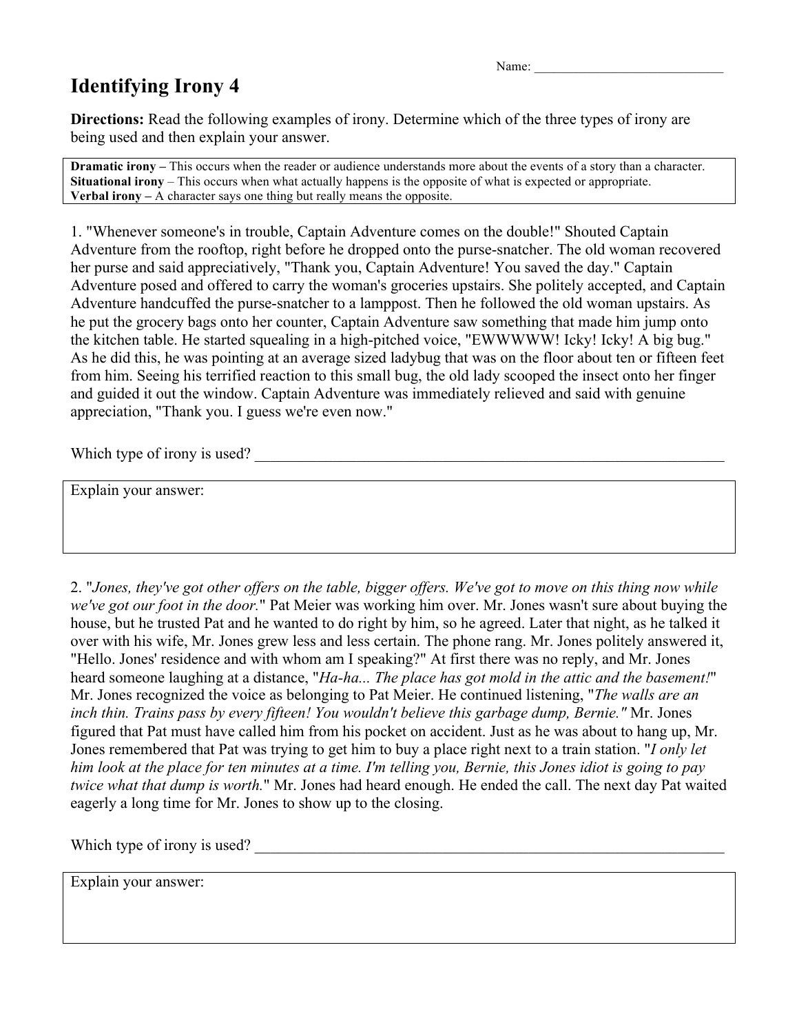Name: ______________________________

# Identifying Irony 4

**Directions:** Read the following examples of irony. Determine which of the three types of irony are being used and then explain your answer.

**Dramatic irony –** This occurs when the reader or audience understands more about the events of a story than a character.
**Situational irony** – This occurs when what actually happens is the opposite of what is expected or appropriate.
**Verbal irony –** A character says one thing but really means the opposite.

1. "Whenever someone's in trouble, Captain Adventure comes on the double!" Shouted Captain Adventure from the rooftop, right before he dropped onto the purse-snatcher. The old woman recovered her purse and said appreciatively, "Thank you, Captain Adventure! You saved the day." Captain Adventure posed and offered to carry the woman's groceries upstairs. She politely accepted, and Captain Adventure handcuffed the purse-snatcher to a lamppost. Then he followed the old woman upstairs. As he put the grocery bags onto her counter, Captain Adventure saw something that made him jump onto the kitchen table. He started squealing in a high-pitched voice, "EWWWWW! Icky! Icky! A big bug." As he did this, he was pointing at an average sized ladybug that was on the floor about ten or fifteen feet from him. Seeing his terrified reaction to this small bug, the old lady scooped the insect onto her finger and guided it out the window. Captain Adventure was immediately relieved and said with genuine appreciation, "Thank you. I guess we're even now."

Which type of irony is used? ________________________________________________________________

Explain your answer:

2. "*Jones, they've got other offers on the table, bigger offers. We've got to move on this thing now while we've got our foot in the door.*" Pat Meier was working him over. Mr. Jones wasn't sure about buying the house, but he trusted Pat and he wanted to do right by him, so he agreed. Later that night, as he talked it over with his wife, Mr. Jones grew less and less certain. The phone rang. Mr. Jones politely answered it, "Hello. Jones' residence and with whom am I speaking?" At first there was no reply, and Mr. Jones heard someone laughing at a distance, "*Ha-ha... The place has got mold in the attic and the basement!*" Mr. Jones recognized the voice as belonging to Pat Meier. He continued listening, "*The walls are an inch thin. Trains pass by every fifteen! You wouldn't believe this garbage dump, Bernie."* Mr. Jones figured that Pat must have called him from his pocket on accident. Just as he was about to hang up, Mr. Jones remembered that Pat was trying to get him to buy a place right next to a train station. "*I only let him look at the place for ten minutes at a time. I'm telling you, Bernie, this Jones idiot is going to pay twice what that dump is worth.*" Mr. Jones had heard enough. He ended the call. The next day Pat waited eagerly a long time for Mr. Jones to show up to the closing.

Which type of irony is used? ________________________________________________________________

Explain your answer: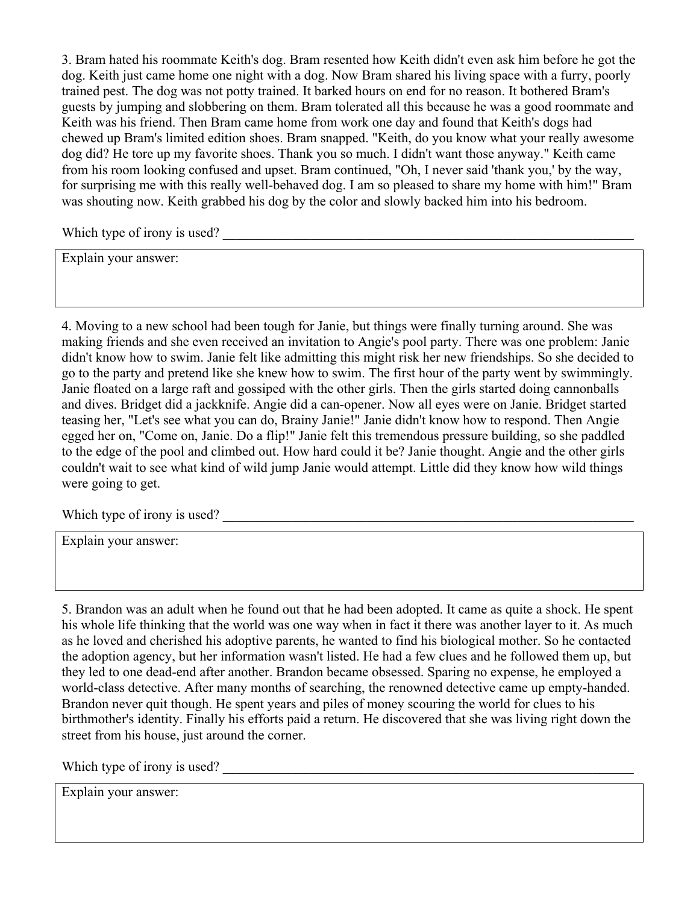3. Bram hated his roommate Keith's dog. Bram resented how Keith didn't even ask him before he got the dog. Keith just came home one night with a dog. Now Bram shared his living space with a furry, poorly trained pest. The dog was not potty trained. It barked hours on end for no reason. It bothered Bram's guests by jumping and slobbering on them. Bram tolerated all this because he was a good roommate and Keith was his friend. Then Bram came home from work one day and found that Keith's dogs had chewed up Bram's limited edition shoes. Bram snapped. "Keith, do you know what your really awesome dog did? He tore up my favorite shoes. Thank you so much. I didn't want those anyway." Keith came from his room looking confused and upset. Bram continued, "Oh, I never said 'thank you,' by the way, for surprising me with this really well-behaved dog. I am so pleased to share my home with him!" Bram was shouting now. Keith grabbed his dog by the color and slowly backed him into his bedroom.

Which type of irony is used? ________________________________________________

| Explain your answer: |
| --- |
| |

4. Moving to a new school had been tough for Janie, but things were finally turning around. She was making friends and she even received an invitation to Angie's pool party. There was one problem: Janie didn't know how to swim. Janie felt like admitting this might risk her new friendships. So she decided to go to the party and pretend like she knew how to swim. The first hour of the party went by swimmingly. Janie floated on a large raft and gossiped with the other girls. Then the girls started doing cannonballs and dives. Bridget did a jackknife. Angie did a can-opener. Now all eyes were on Janie. Bridget started teasing her, "Let's see what you can do, Brainy Janie!" Janie didn't know how to respond. Then Angie egged her on, "Come on, Janie. Do a flip!" Janie felt this tremendous pressure building, so she paddled to the edge of the pool and climbed out. How hard could it be? Janie thought. Angie and the other girls couldn't wait to see what kind of wild jump Janie would attempt. Little did they know how wild things were going to get.

Which type of irony is used? ________________________________________________

| Explain your answer: |
| --- |
| |

5. Brandon was an adult when he found out that he had been adopted. It came as quite a shock. He spent his whole life thinking that the world was one way when in fact it there was another layer to it. As much as he loved and cherished his adoptive parents, he wanted to find his biological mother. So he contacted the adoption agency, but her information wasn't listed. He had a few clues and he followed them up, but they led to one dead-end after another. Brandon became obsessed. Sparing no expense, he employed a world-class detective. After many months of searching, the renowned detective came up empty-handed. Brandon never quit though. He spent years and piles of money scouring the world for clues to his birthmother's identity. Finally his efforts paid a return. He discovered that she was living right down the street from his house, just around the corner.

Which type of irony is used? ________________________________________________

| Explain your answer: |
| --- |
| |